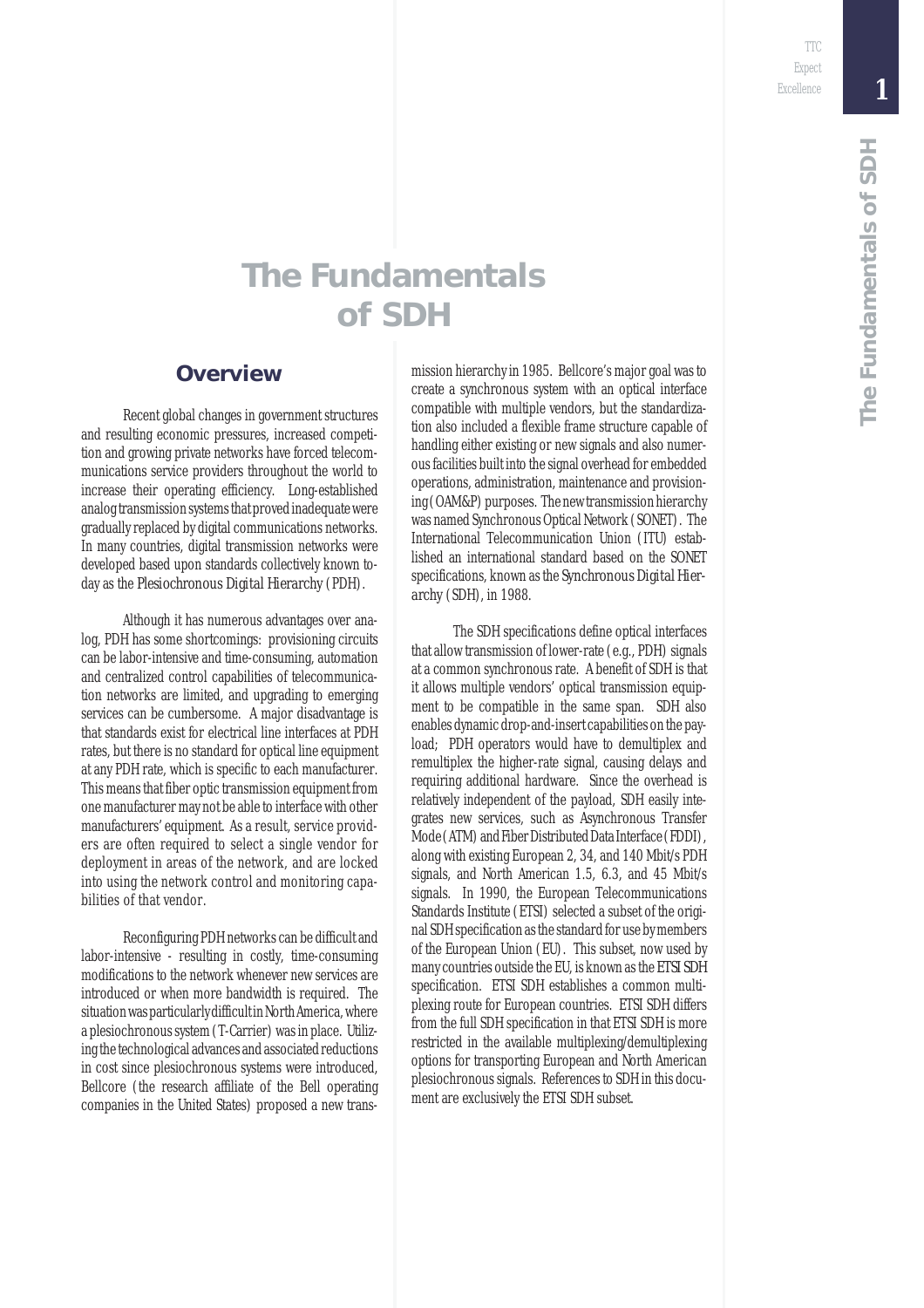# The Fundamentals of SDH

## Overview

Recent global changes in government structures and resulting economic pressures, increased competition and growing private networks have forced telecommunications service providers throughout the world to increase their operating efficiency. Long-established analog transmission systems that proved inadequate were gradually replaced by digital communications networks. In many countries, digital transmission networks were developed based upon standards collectively known today as the Plesiochronous Digital Hierarchy (PDH).

Although it has numerous advantages over analog, PDH has some shortcomings: provisioning circuits can be labor-intensive and time-consuming, automation and centralized control capabilities of telecommunication networks are limited, and upgrading to emerging services can be cumbersome. A major disadvantage is that standards exist for electrical line interfaces at PDH rates, but there is no standard for optical line equipment at any PDH rate, which is specific to each manufacturer. This means that fiber optic transmission equipment from one manufacturer may not be able to interface with other manufacturers' equipment. As a result, service providers are often required to select a single vendor for deployment in areas of the network, and are locked into using the network control and monitoring capabilities of that vendor.

Reconfiguring PDH networks can be difficult and labor-intensive - resulting in costly, time-consuming modifications to the network whenever new services are introduced or when more bandwidth is required. The situation was particularly difficult in North America, where a plesiochronous system (T-Carrier) was in place. Utilizing the technological advances and associated reductions in cost since plesiochronous systems were introduced, Bellcore (the research affiliate of the Bell operating companies in the United States) proposed a new transmission hierarchy in 1985. Bellcore's major goal was to create a synchronous system with an optical interface compatible with multiple vendors, but the standardization also included a flexible frame structure capable of handling either existing or new signals and also numerous facilities built into the signal overhead for embedded operations, administration, maintenance and provisioning (OAM&P) purposes. The new transmission hierarchy was named Synchronous Optical Network (SONET). The International Telecommunication Union (ITU) established an international standard based on the SONET specifications, known as the Synchronous Digital Hierarchy (SDH), in 1988.

The SDH specifications define optical interfaces that allow transmission of lower-rate (e.g., PDH) signals at a common synchronous rate. A benefit of SDH is that it allows multiple vendors' optical transmission equipment to be compatible in the same span. SDH also enables dynamic drop-and-insert capabilities on the payload; PDH operators would have to demultiplex and remultiplex the higher-rate signal, causing delays and requiring additional hardware. Since the overhead is relatively independent of the payload, SDH easily integrates new services, such as Asynchronous Transfer Mode (ATM) and Fiber Distributed Data Interface (FDDI), along with existing European 2, 34, and 140 Mbit/s PDH signals, and North American 1.5, 6.3, and 45 Mbit/s signals. In 1990, the European Telecommunications Standards Institute (ETSI) selected a subset of the original SDH specification as the standard for use by members of the European Union (EU). This subset, now used by many countries outside the EU, is known as the ETSI SDH specification. ETSI SDH establishes a common multiplexing route for European countries. ETSI SDH differs from the full SDH specification in that ETSI SDH is more restricted in the available multiplexing/demultiplexing options for transporting European and North American plesiochronous signals. References to SDH in this document are exclusively the ETSI SDH subset.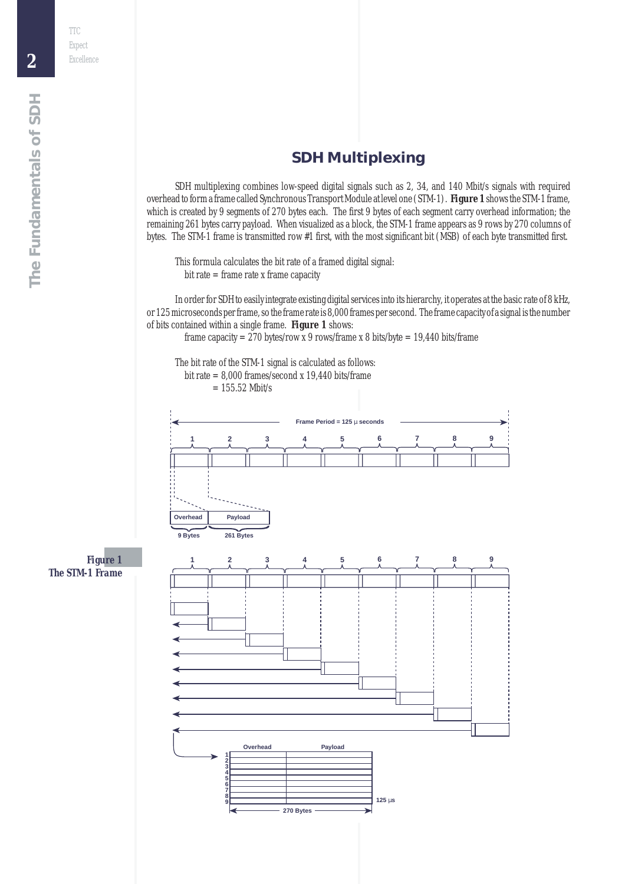## SDH Multiplexing

SDH multiplexing combines low-speed digital signals such as 2, 34, and 140 Mbit/s signals with required overhead to form a frame called Synchronous Transport Module at level one (STM-1). **Figure 1** shows the STM-1 frame, which is created by 9 segments of 270 bytes each. The first 9 bytes of each segment carry overhead information; the remaining 261 bytes carry payload. When visualized as a block, the STM-1 frame appears as 9 rows by 270 columns of bytes. The STM-1 frame is transmitted row #1 first, with the most significant bit (MSB) of each byte transmitted first.

This formula calculates the bit rate of a framed digital signal:
bit rate = frame rate x frame capacity

In order for SDH to easily integrate existing digital services into its hierarchy, it operates at the basic rate of 8 kHz, or 125 microseconds per frame, so the frame rate is 8,000 frames per second. The frame capacity of a signal is the number of bits contained within a single frame. **Figure 1** shows:
frame capacity = 270 bytes/row x 9 rows/frame x 8 bits/byte = 19,440 bits/frame

The bit rate of the STM-1 signal is calculated as follows:
bit rate = 8,000 frames/second x 19,440 bits/frame
= 155.52 Mbit/s

***Figure 1***
***The STM-1 Frame***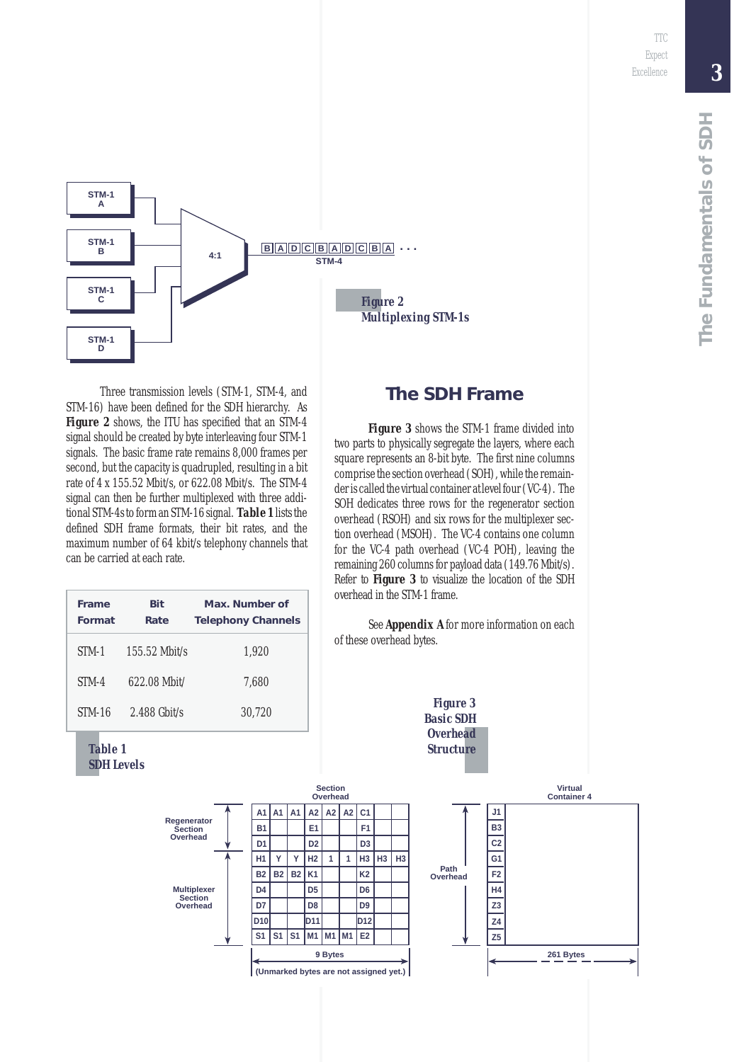Figure 2
Multiplexing STM-1s

Three transmission levels (STM-1, STM-4, and STM-16) have been defined for the SDH hierarchy. As **Figure 2** shows, the ITU has specified that an STM-4 signal should be created by byte interleaving four STM-1 signals. The basic frame rate remains 8,000 frames per second, but the capacity is quadrupled, resulting in a bit rate of 4 x 155.52 Mbit/s, or 622.08 Mbit/s. The STM-4 signal can then be further multiplexed with three additional STM-4s to form an STM-16 signal. **Table 1** lists the defined SDH frame formats, their bit rates, and the maximum number of 64 kbit/s telephony channels that can be carried at each rate.

| Frame Format | Bit Rate | Max. Number of Telephony Channels |
|---|---|---|
| STM-1 | 155.52 Mbit/s | 1,920 |
| STM-4 | 622.08 Mbit/ | 7,680 |
| STM-16 | 2.488 Gbit/s | 30,720 |

Table 1
SDH Levels

## The SDH Frame

**Figure 3** shows the STM-1 frame divided into two parts to physically segregate the layers, where each square represents an 8-bit byte. The first nine columns comprise the section overhead (SOH), while the remainder is called the virtual container at level four (VC-4). The SOH dedicates three rows for the regenerator section overhead (RSOH) and six rows for the multiplexer section overhead (MSOH). The VC-4 contains one column for the VC-4 path overhead (VC-4 POH), leaving the remaining 260 columns for payload data (149.76 Mbit/s). Refer to **Figure 3** to visualize the location of the SDH overhead in the STM-1 frame.

See **Appendix A** for more information on each of these overhead bytes.

Figure 3
Basic SDH Overhead Structure

Section Overhead (9 Bytes):

| | | | | | | | | | |
|---|---|---|---|---|---|---|---|---|---|
| Regenerator Section Overhead | A1 | A1 | A1 | A2 | A2 | A2 | C1 | | |
| | B1 | | | E1 | | | F1 | | |
| | D1 | | | D2 | | | D3 | | |
| | H1 | Y | Y | H2 | 1 | 1 | H3 | H3 | H3 |
| Multiplexer Section Overhead | B2 | B2 | B2 | K1 | | | K2 | | |
| | D4 | | | D5 | | | D6 | | |
| | D7 | | | D8 | | | D9 | | |
| | D10 | | | D11 | | | D12 | | |
| | S1 | S1 | S1 | M1 | M1 | M1 | E2 | | |

(Unmarked bytes are not assigned yet.)

Virtual Container 4 (261 Bytes) — Path Overhead: J1, B3, C2, G1, F2, H4, Z3, Z4, Z5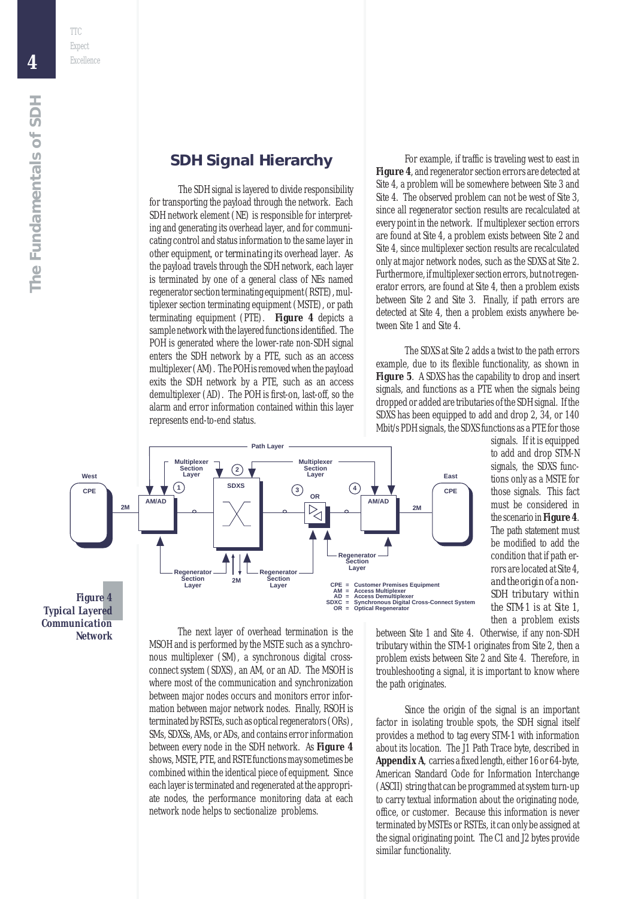## SDH Signal Hierarchy

The SDH signal is layered to divide responsibility for transporting the payload through the network. Each SDH network element (NE) is responsible for interpreting and generating its overhead layer, and for communicating control and status information to the same layer in other equipment, or *terminating* its overhead layer. As the payload travels through the SDH network, each layer is terminated by one of a general class of NEs named regenerator section terminating equipment (RSTE), multiplexer section terminating equipment (MSTE), or path terminating equipment (PTE). **Figure 4** depicts a sample network with the layered functions identified. The POH is generated where the lower-rate non-SDH signal enters the SDH network by a PTE, such as an access multiplexer (AM). The POH is removed when the payload exits the SDH network by a PTE, such as an access demultiplexer (AD). The POH is first-on, last-off, so the alarm and error information contained within this layer represents end-to-end status.

The next layer of overhead termination is the MSOH and is performed by the MSTE such as a synchronous multiplexer (SM), a synchronous digital cross-connect system (SDXS), an AM, or an AD. The MSOH is where most of the communication and synchronization between major nodes occurs and monitors error information between major network nodes. Finally, RSOH is terminated by RSTEs, such as optical regenerators (ORs), SMs, SDXSs, AMs, or ADs, and contains error information between every node in the SDH network. As **Figure 4** shows, MSTE, PTE, and RSTE functions may sometimes be combined within the identical piece of equipment. Since each layer is terminated and regenerated at the appropriate nodes, the performance monitoring data at each network node helps to sectionalize problems.

*Figure 4* **Typical Layered Communication Network**

CPE = Customer Premises Equipment
AM = Access Multiplexer
AD = Access Demultiplexer
SDXC = Synchronous Digital Cross-Connect System
OR = Optical Regenerator

For example, if traffic is traveling west to east in **Figure 4**, and regenerator section errors are detected at Site 4, a problem will be somewhere between Site 3 and Site 4. The observed problem can not be west of Site 3, since all regenerator section results are recalculated at every point in the network. If multiplexer section errors are found at Site 4, a problem exists between Site 2 and Site 4, since multiplexer section results are recalculated only at major network nodes, such as the SDXS at Site 2. Furthermore, if multiplexer section errors, but not regenerator errors, are found at Site 4, then a problem exists between Site 2 and Site 3. Finally, if path errors are detected at Site 4, then a problem exists anywhere between Site 1 and Site 4.

The SDXS at Site 2 adds a twist to the path errors example, due to its flexible functionality, as shown in **Figure 5**. A SDXS has the capability to drop and insert signals, and functions as a PTE when the signals being dropped or added are tributaries of the SDH signal. If the SDXS has been equipped to add and drop 2, 34, or 140 Mbit/s PDH signals, the SDXS functions as a PTE for those signals. If it is equipped to add and drop STM-N signals, the SDXS functions only as a MSTE for those signals. This fact must be considered in the scenario in **Figure 4**. The path statement must be modified to add the condition that if path errors are located at Site 4, and the origin of a non-SDH tributary within the STM-1 is at Site 1, then a problem exists between Site 1 and Site 4. Otherwise, if any non-SDH tributary within the STM-1 originates from Site 2, then a problem exists between Site 2 and Site 4. Therefore, in troubleshooting a signal, it is important to know where the path originates.

Since the origin of the signal is an important factor in isolating trouble spots, the SDH signal itself provides a method to tag every STM-1 with information about its location. The J1 Path Trace byte, described in **Appendix A**, carries a fixed length, either 16 or 64-byte, American Standard Code for Information Interchange (ASCII) string that can be programmed at system turn-up to carry textual information about the originating node, office, or customer. Because this information is never terminated by MSTEs or RSTEs, it can only be assigned at the signal originating point. The C1 and J2 bytes provide similar functionality.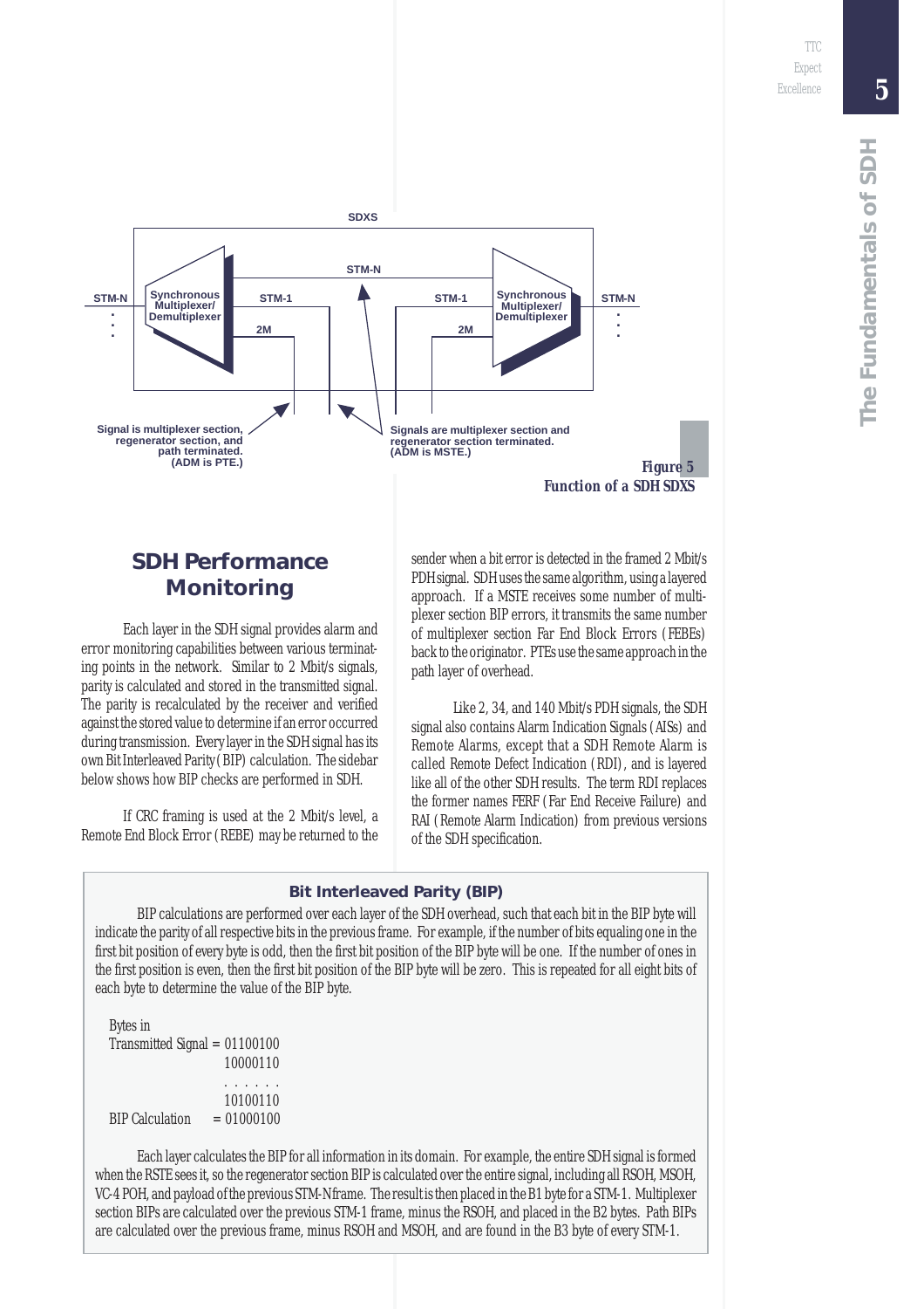SDXS

STM-N

STM-N

Synchronous Multiplexer/ Demultiplexer

STM-1

2M

STM-1

2M

Synchronous Multiplexer/ Demultiplexer

STM-N

Signal is multiplexer section, regenerator section, and path terminated. (ADM is PTE.)

Signals are multiplexer section and regenerator section terminated. (ADM is MSTE.)

*Figure 5*
*Function of a SDH SDXS*

## SDH Performance Monitoring

Each layer in the SDH signal provides alarm and error monitoring capabilities between various terminating points in the network. Similar to 2 Mbit/s signals, parity is calculated and stored in the transmitted signal. The parity is recalculated by the receiver and verified against the stored value to determine if an error occurred during transmission. Every layer in the SDH signal has its own Bit Interleaved Parity (BIP) calculation. The sidebar below shows how BIP checks are performed in SDH.

If CRC framing is used at the 2 Mbit/s level, a Remote End Block Error (REBE) may be returned to the sender when a bit error is detected in the framed 2 Mbit/s PDH signal. SDH uses the same algorithm, using a layered approach. If a MSTE receives some number of multiplexer section BIP errors, it transmits the same number of multiplexer section Far End Block Errors (FEBEs) back to the originator. PTEs use the same approach in the path layer of overhead.

Like 2, 34, and 140 Mbit/s PDH signals, the SDH signal also contains Alarm Indication Signals (AISs) and Remote Alarms, except that a SDH Remote Alarm is called Remote Defect Indication (RDI), and is layered like all of the other SDH results. The term RDI replaces the former names FERF (Far End Receive Failure) and RAI (Remote Alarm Indication) from previous versions of the SDH specification.

### Bit Interleaved Parity (BIP)

BIP calculations are performed over each layer of the SDH overhead, such that each bit in the BIP byte will indicate the parity of all respective bits in the previous frame. For example, if the number of bits equaling one in the first bit position of every byte is odd, then the first bit position of the BIP byte will be one. If the number of ones in the first position is even, then the first bit position of the BIP byte will be zero. This is repeated for all eight bits of each byte to determine the value of the BIP byte.

```
Bytes in
Transmitted Signal = 01100100
                     10000110
                     . . . . . .
                     10100110
BIP Calculation    = 01000100
```

Each layer calculates the BIP for all information in its domain. For example, the entire SDH signal is formed when the RSTE sees it, so the regenerator section BIP is calculated over the entire signal, including all RSOH, MSOH, VC-4 POH, and payload of the previous STM-N frame. The result is then placed in the B1 byte for a STM-1. Multiplexer section BIPs are calculated over the previous STM-1 frame, minus the RSOH, and placed in the B2 bytes. Path BIPs are calculated over the previous frame, minus RSOH and MSOH, and are found in the B3 byte of every STM-1.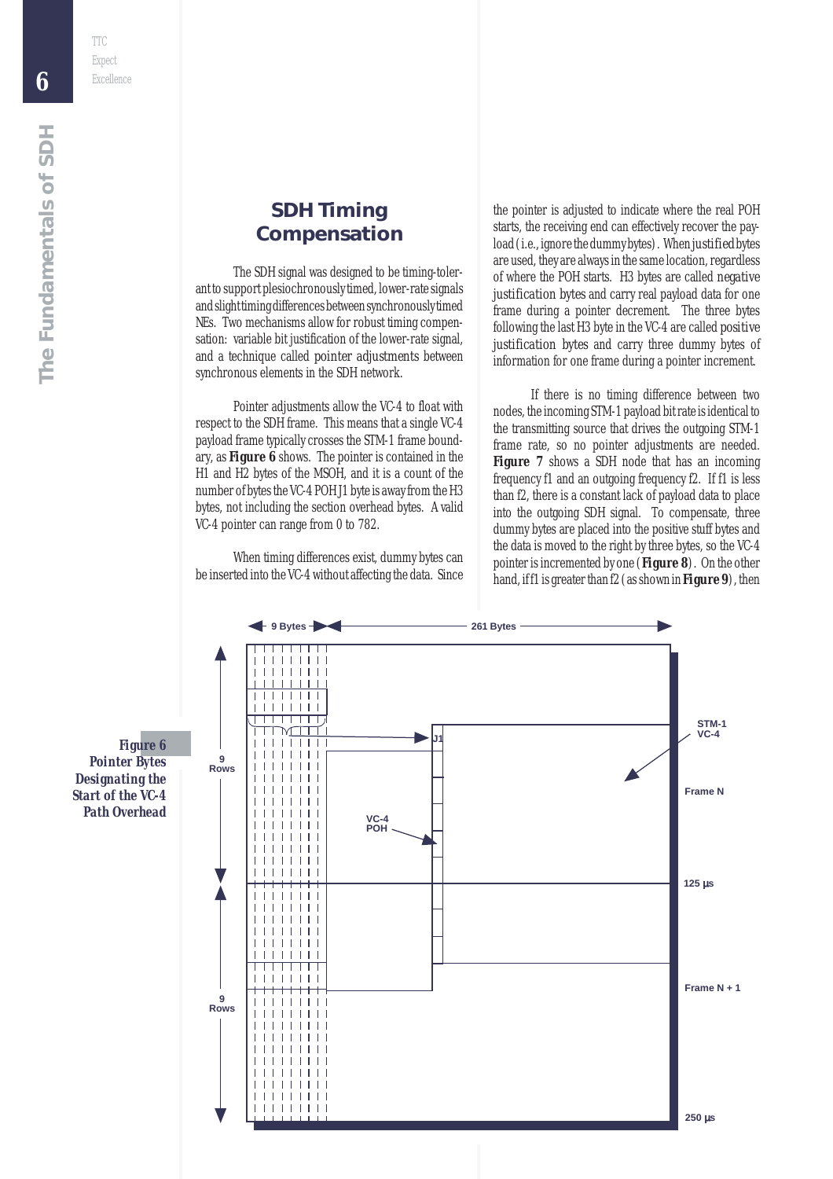## SDH Timing Compensation

The SDH signal was designed to be timing-tolerant to support plesiochronously timed, lower-rate signals and slight timing differences between synchronously timed NEs. Two mechanisms allow for robust timing compensation: variable bit justification of the lower-rate signal, and a technique called pointer adjustments between synchronous elements in the SDH network.

Pointer adjustments allow the VC-4 to float with respect to the SDH frame. This means that a single VC-4 payload frame typically crosses the STM-1 frame boundary, as **Figure 6** shows. The pointer is contained in the H1 and H2 bytes of the MSOH, and it is a count of the number of bytes the VC-4 POH J1 byte is away from the H3 bytes, not including the section overhead bytes. A valid VC-4 pointer can range from 0 to 782.

When timing differences exist, dummy bytes can be inserted into the VC-4 without affecting the data. Since the pointer is adjusted to indicate where the real POH starts, the receiving end can effectively recover the payload (i.e., ignore the dummy bytes). When justified bytes are used, they are always in the same location, regardless of where the POH starts. H3 bytes are called negative justification bytes and carry real payload data for one frame during a pointer decrement. The three bytes following the last H3 byte in the VC-4 are called positive justification bytes and carry three dummy bytes of information for one frame during a pointer increment.

If there is no timing difference between two nodes, the incoming STM-1 payload bit rate is identical to the transmitting source that drives the outgoing STM-1 frame rate, so no pointer adjustments are needed. **Figure 7** shows a SDH node that has an incoming frequency f1 and an outgoing frequency f2. If f1 is less than f2, there is a constant lack of payload data to place into the outgoing SDH signal. To compensate, three dummy bytes are placed into the positive stuff bytes and the data is moved to the right by three bytes, so the VC-4 pointer is incremented by one (**Figure 8**). On the other hand, if f1 is greater than f2 (as shown in **Figure 9**), then

*Figure 6 Pointer Bytes Designating the Start of the VC-4 Path Overhead*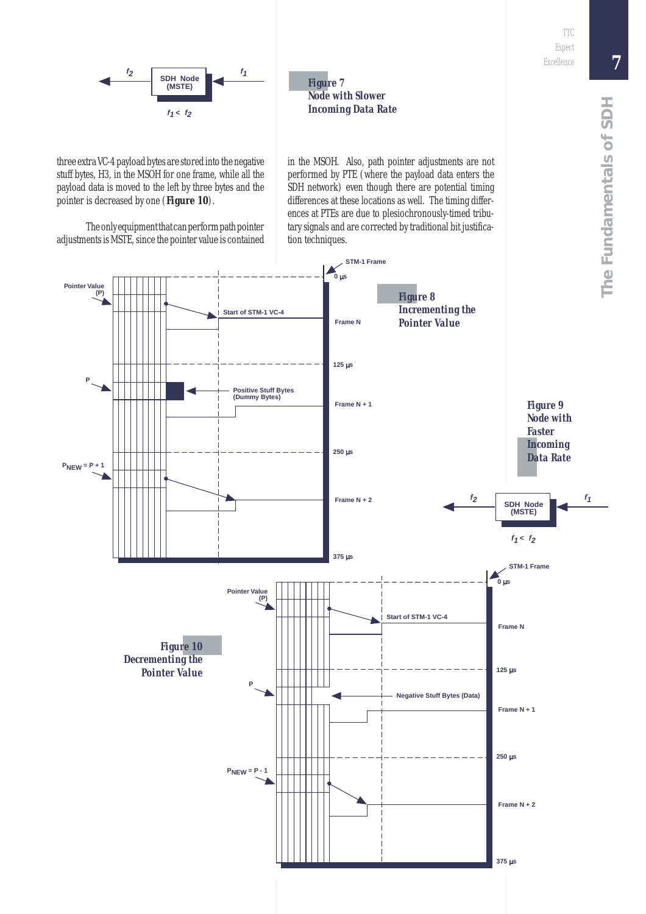**Figure 7**
**Node with Slower Incoming Data Rate**

three extra VC-4 payload bytes are stored into the negative stuff bytes, H3, in the MSOH for one frame, while all the payload data is moved to the left by three bytes and the pointer is decreased by one (**Figure 10**).

The only equipment that can perform path pointer adjustments is MSTE, since the pointer value is contained in the MSOH. Also, path pointer adjustments are not performed by PTE (where the payload data enters the SDH network) even though there are potential timing differences at these locations as well. The timing differences at PTEs are due to plesiochronously-timed tributary signals and are corrected by traditional bit justification techniques.

**Figure 8**
**Incrementing the Pointer Value**

**Figure 9**
**Node with Faster Incoming Data Rate**

**Figure 10**
**Decrementing the Pointer Value**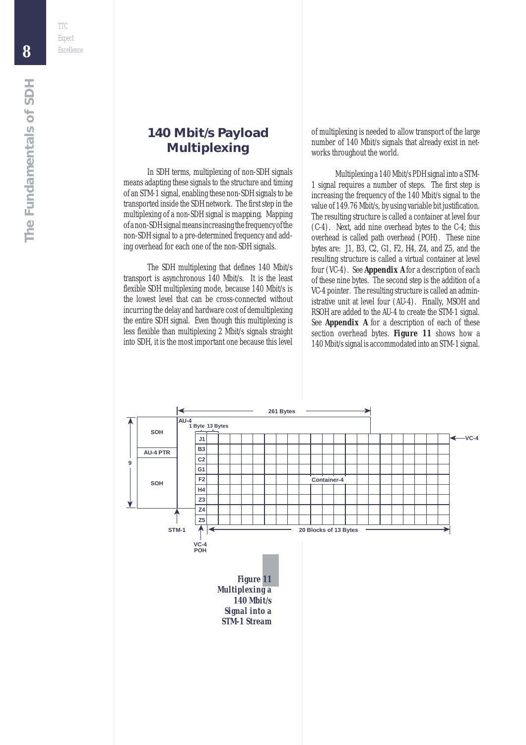## 140 Mbit/s Payload Multiplexing

In SDH terms, multiplexing of non-SDH signals means adapting these signals to the structure and timing of an STM-1 signal, enabling these non-SDH signals to be transported inside the SDH network. The first step in the multiplexing of a non-SDH signal is mapping. Mapping of a non-SDH signal means increasing the frequency of the non-SDH signal to a pre-determined frequency and adding overhead for each one of the non-SDH signals.

The SDH multiplexing that defines 140 Mbit/s transport is asynchronous 140 Mbit/s. It is the least flexible SDH multiplexing mode, because 140 Mbit/s is the lowest level that can be cross-connected without incurring the delay and hardware cost of demultiplexing the entire SDH signal. Even though this multiplexing is less flexible than multiplexing 2 Mbit/s signals straight into SDH, it is the most important one because this level of multiplexing is needed to allow transport of the large number of 140 Mbit/s signals that already exist in networks throughout the world.

Multiplexing a 140 Mbit/s PDH signal into a STM-1 signal requires a number of steps. The first step is increasing the frequency of the 140 Mbit/s signal to the value of 149.76 Mbit/s, by using variable bit justification. The resulting structure is called a container at level four (C-4). Next, add nine overhead bytes to the C-4; this overhead is called path overhead (POH). These nine bytes are: J1, B3, C2, G1, F2, H4, Z4, and Z5, and the resulting structure is called a virtual container at level four (VC-4). See **Appendix A** for a description of each of these nine bytes. The second step is the addition of a VC-4 pointer. The resulting structure is called an administrative unit at level four (AU-4). Finally, MSOH and RSOH are added to the AU-4 to create the STM-1 signal. See **Appendix A** for a description of each of these section overhead bytes. **Figure 11** shows how a 140 Mbit/s signal is accommodated into an STM-1 signal.

***Figure 11* Multiplexing a 140 Mbit/s Signal into a STM-1 Stream**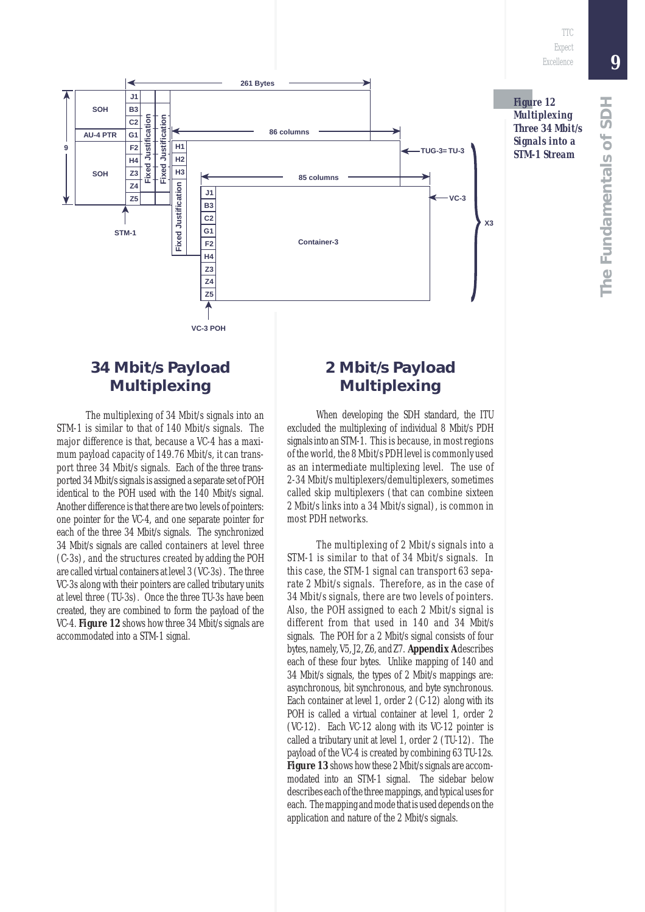**Figure 12 Multiplexing Three 34 Mbit/s Signals into a STM-1 Stream**

## 34 Mbit/s Payload Multiplexing

The multiplexing of 34 Mbit/s signals into an STM-1 is similar to that of 140 Mbit/s signals. The major difference is that, because a VC-4 has a maximum payload capacity of 149.76 Mbit/s, it can transport three 34 Mbit/s signals. Each of the three transported 34 Mbit/s signals is assigned a separate set of POH identical to the POH used with the 140 Mbit/s signal. Another difference is that there are two levels of pointers: one pointer for the VC-4, and one separate pointer for each of the three 34 Mbit/s signals. The synchronized 34 Mbit/s signals are called containers at level three (C-3s), and the structures created by adding the POH are called virtual containers at level 3 (VC-3s). The three VC-3s along with their pointers are called tributary units at level three (TU-3s). Once the three TU-3s have been created, they are combined to form the payload of the VC-4. **Figure 12** shows how three 34 Mbit/s signals are accommodated into a STM-1 signal.

## 2 Mbit/s Payload Multiplexing

When developing the SDH standard, the ITU excluded the multiplexing of individual 8 Mbit/s PDH signals into an STM-1. This is because, in most regions of the world, the 8 Mbit/s PDH level is commonly used as an intermediate multiplexing level. The use of 2-34 Mbit/s multiplexers/demultiplexers, sometimes called skip multiplexers (that can combine sixteen 2 Mbit/s links into a 34 Mbit/s signal), is common in most PDH networks.

The multiplexing of 2 Mbit/s signals into a STM-1 is similar to that of 34 Mbit/s signals. In this case, the STM-1 signal can transport 63 separate 2 Mbit/s signals. Therefore, as in the case of 34 Mbit/s signals, there are two levels of pointers. Also, the POH assigned to each 2 Mbit/s signal is different from that used in 140 and 34 Mbit/s signals. The POH for a 2 Mbit/s signal consists of four bytes, namely, V5, J2, Z6, and Z7. **Appendix A** describes each of these four bytes. Unlike mapping of 140 and 34 Mbit/s signals, the types of 2 Mbit/s mappings are: asynchronous, bit synchronous, and byte synchronous. Each container at level 1, order 2 (C-12) along with its POH is called a virtual container at level 1, order 2 (VC-12). Each VC-12 along with its VC-12 pointer is called a tributary unit at level 1, order 2 (TU-12). The payload of the VC-4 is created by combining 63 TU-12s. **Figure 13** shows how these 2 Mbit/s signals are accommodated into an STM-1 signal. The sidebar below describes each of the three mappings, and typical uses for each. The mapping and mode that is used depends on the application and nature of the 2 Mbit/s signals.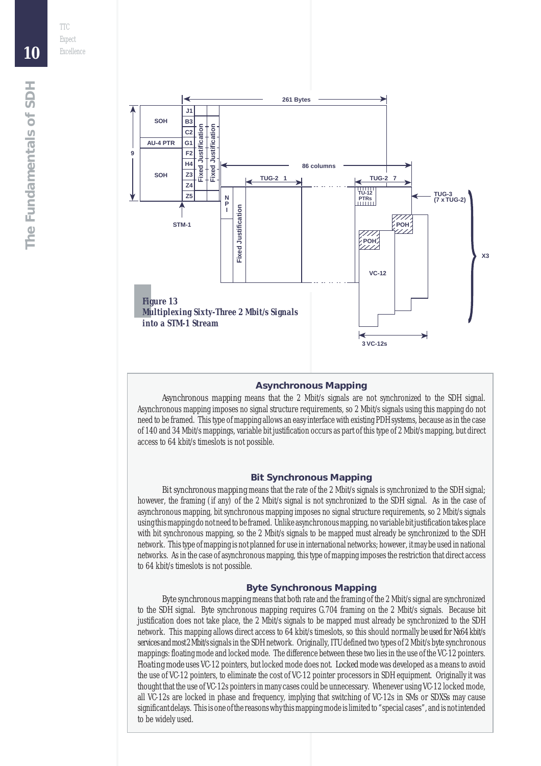*Figure 13*
***Multiplexing Sixty-Three 2 Mbit/s Signals into a STM-1 Stream***

### Asynchronous Mapping

Asynchronous mapping means that the 2 Mbit/s signals are not synchronized to the SDH signal. Asynchronous mapping imposes no signal structure requirements, so 2 Mbit/s signals using this mapping do not need to be framed. This type of mapping allows an easy interface with existing PDH systems, because as in the case of 140 and 34 Mbit/s mappings, variable bit justification occurs as part of this type of 2 Mbit/s mapping, but direct access to 64 kbit/s timeslots is not possible.

### Bit Synchronous Mapping

Bit synchronous mapping means that the rate of the 2 Mbit/s signals is synchronized to the SDH signal; however, the framing (if any) of the 2 Mbit/s signal is not synchronized to the SDH signal. As in the case of asynchronous mapping, bit synchronous mapping imposes no signal structure requirements, so 2 Mbit/s signals using this mapping do not need to be framed. Unlike asynchronous mapping, no variable bit justification takes place with bit synchronous mapping, so the 2 Mbit/s signals to be mapped must already be synchronized to the SDH network. This type of mapping is not planned for use in international networks; however, it may be used in national networks. As in the case of asynchronous mapping, this type of mapping imposes the restriction that direct access to 64 kbit/s timeslots is not possible.

### Byte Synchronous Mapping

Byte synchronous mapping means that both rate and the framing of the 2 Mbit/s signal are synchronized to the SDH signal. Byte synchronous mapping requires G.704 framing on the 2 Mbit/s signals. Because bit justification does not take place, the 2 Mbit/s signals to be mapped must already be synchronized to the SDH network. This mapping allows direct access to 64 kbit/s timeslots, so this should normally be used for Nx64 kbit/s services and most 2 Mbit/s signals in the SDH network. Originally, ITU defined two types of 2 Mbit/s byte synchronous mappings: floating mode and locked mode. The difference between these two lies in the use of the VC-12 pointers. Floating mode uses VC-12 pointers, but locked mode does not. Locked mode was developed as a means to avoid the use of VC-12 pointers, to eliminate the cost of VC-12 pointer processors in SDH equipment. Originally it was thought that the use of VC-12s pointers in many cases could be unnecessary. Whenever using VC-12 locked mode, all VC-12s are locked in phase and frequency, implying that switching of VC-12s in SMs or SDXSs may cause significant delays. This is one of the reasons why this mapping mode is limited to "special cases", and is not intended to be widely used.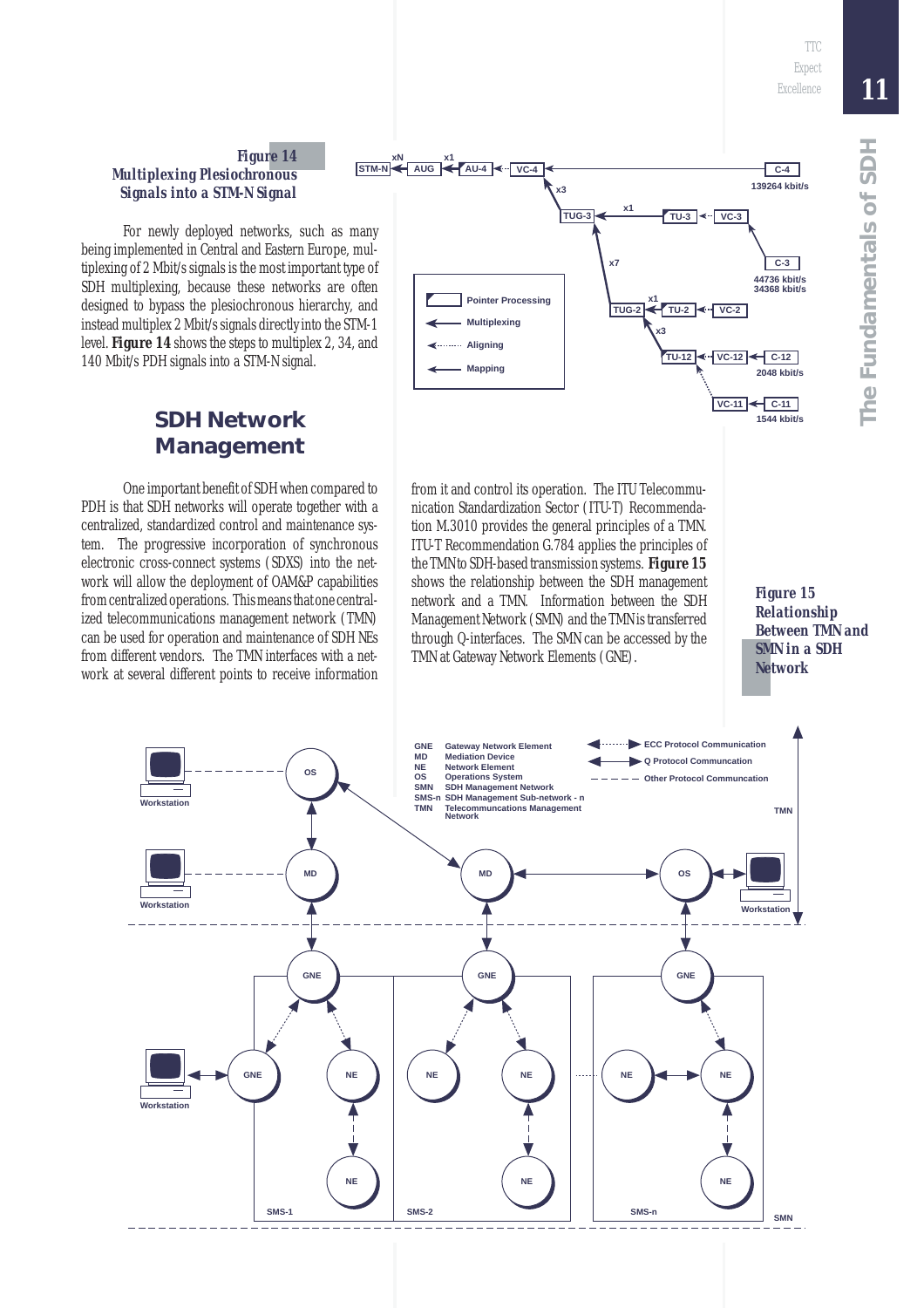**Figure 14**
**Multiplexing Plesiochronous Signals into a STM-N Signal**

For newly deployed networks, such as many being implemented in Central and Eastern Europe, multiplexing of 2 Mbit/s signals is the most important type of SDH multiplexing, because these networks are often designed to bypass the plesiochronous hierarchy, and instead multiplex 2 Mbit/s signals directly into the STM-1 level. **Figure 14** shows the steps to multiplex 2, 34, and 140 Mbit/s PDH signals into a STM-N signal.

## SDH Network Management

One important benefit of SDH when compared to PDH is that SDH networks will operate together with a centralized, standardized control and maintenance system. The progressive incorporation of synchronous electronic cross-connect systems (SDXS) into the network will allow the deployment of OAM&P capabilities from centralized operations. This means that one centralized telecommunications management network (TMN) can be used for operation and maintenance of SDH NEs from different vendors. The TMN interfaces with a network at several different points to receive information from it and control its operation. The ITU Telecommunication Standardization Sector (ITU-T) Recommendation M.3010 provides the general principles of a TMN. ITU-T Recommendation G.784 applies the principles of the TMN to SDH-based transmission systems. **Figure 15** shows the relationship between the SDH management network and a TMN. Information between the SDH Management Network (SMN) and the TMN is transferred through Q-interfaces. The SMN can be accessed by the TMN at Gateway Network Elements (GNE).

**Figure 15**
**Relationship Between TMN and SMN in a SDH Network**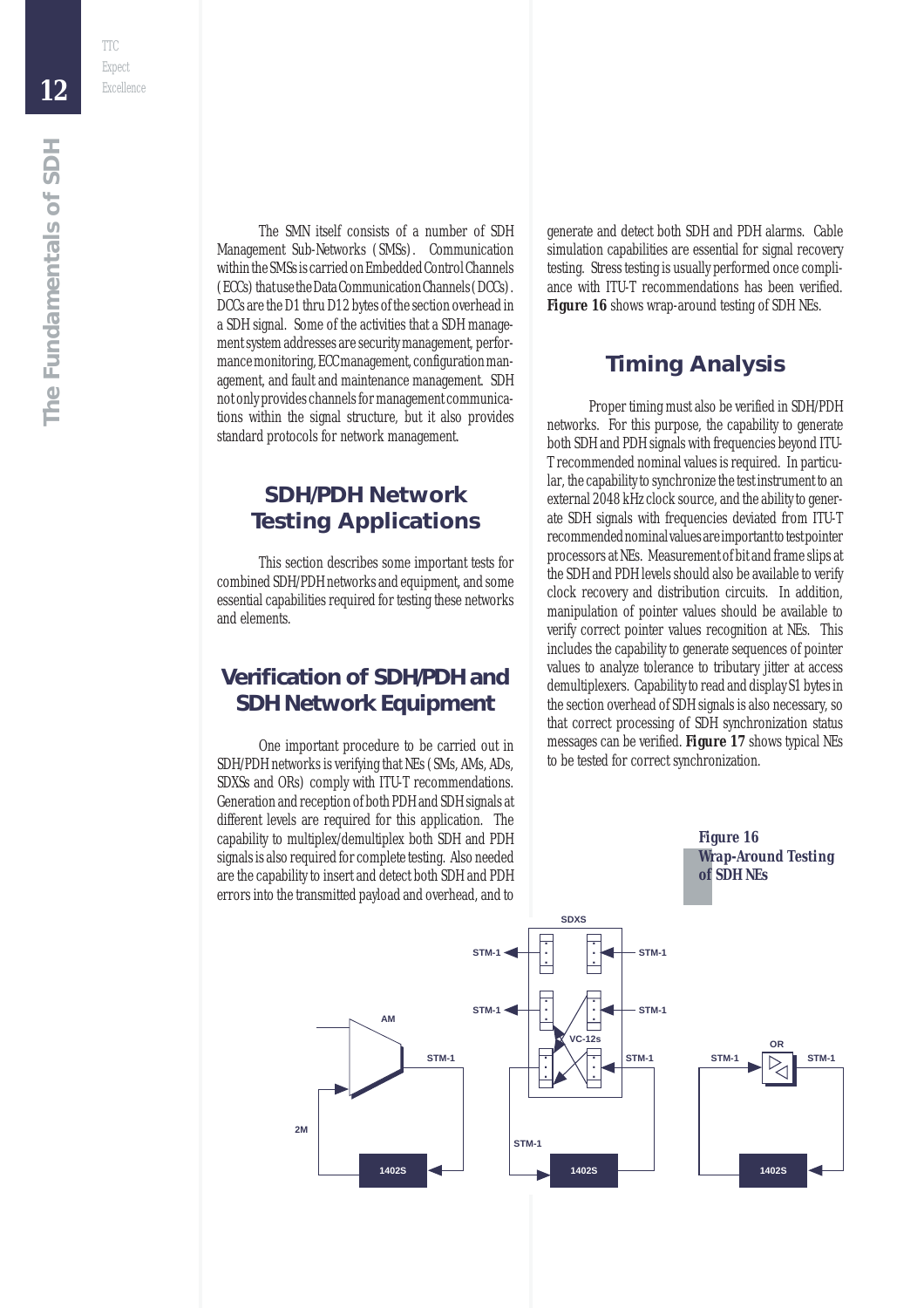The SMN itself consists of a number of SDH Management Sub-Networks (SMSs). Communication within the SMSs is carried on Embedded Control Channels (ECCs) that use the Data Communication Channels (DCCs). DCCs are the D1 thru D12 bytes of the section overhead in a SDH signal. Some of the activities that a SDH management system addresses are security management, performance monitoring, ECC management, configuration management, and fault and maintenance management. SDH not only provides channels for management communications within the signal structure, but it also provides standard protocols for network management.

## SDH/PDH Network Testing Applications

This section describes some important tests for combined SDH/PDH networks and equipment, and some essential capabilities required for testing these networks and elements.

## Verification of SDH/PDH and SDH Network Equipment

One important procedure to be carried out in SDH/PDH networks is verifying that NEs (SMs, AMs, ADs, SDXSs and ORs) comply with ITU-T recommendations. Generation and reception of both PDH and SDH signals at different levels are required for this application. The capability to multiplex/demultiplex both SDH and PDH signals is also required for complete testing. Also needed are the capability to insert and detect both SDH and PDH errors into the transmitted payload and overhead, and to generate and detect both SDH and PDH alarms. Cable simulation capabilities are essential for signal recovery testing. Stress testing is usually performed once compliance with ITU-T recommendations has been verified. **Figure 16** shows wrap-around testing of SDH NEs.

## Timing Analysis

Proper timing must also be verified in SDH/PDH networks. For this purpose, the capability to generate both SDH and PDH signals with frequencies beyond ITU-T recommended nominal values is required. In particular, the capability to synchronize the test instrument to an external 2048 kHz clock source, and the ability to generate SDH signals with frequencies deviated from ITU-T recommended nominal values are important to test pointer processors at NEs. Measurement of bit and frame slips at the SDH and PDH levels should also be available to verify clock recovery and distribution circuits. In addition, manipulation of pointer values should be available to verify correct pointer values recognition at NEs. This includes the capability to generate sequences of pointer values to analyze tolerance to tributary jitter at access demultiplexers. Capability to read and display S1 bytes in the section overhead of SDH signals is also necessary, so that correct processing of SDH synchronization status messages can be verified. **Figure 17** shows typical NEs to be tested for correct synchronization.

**Figure 16**
**Wrap-Around Testing of SDH NEs**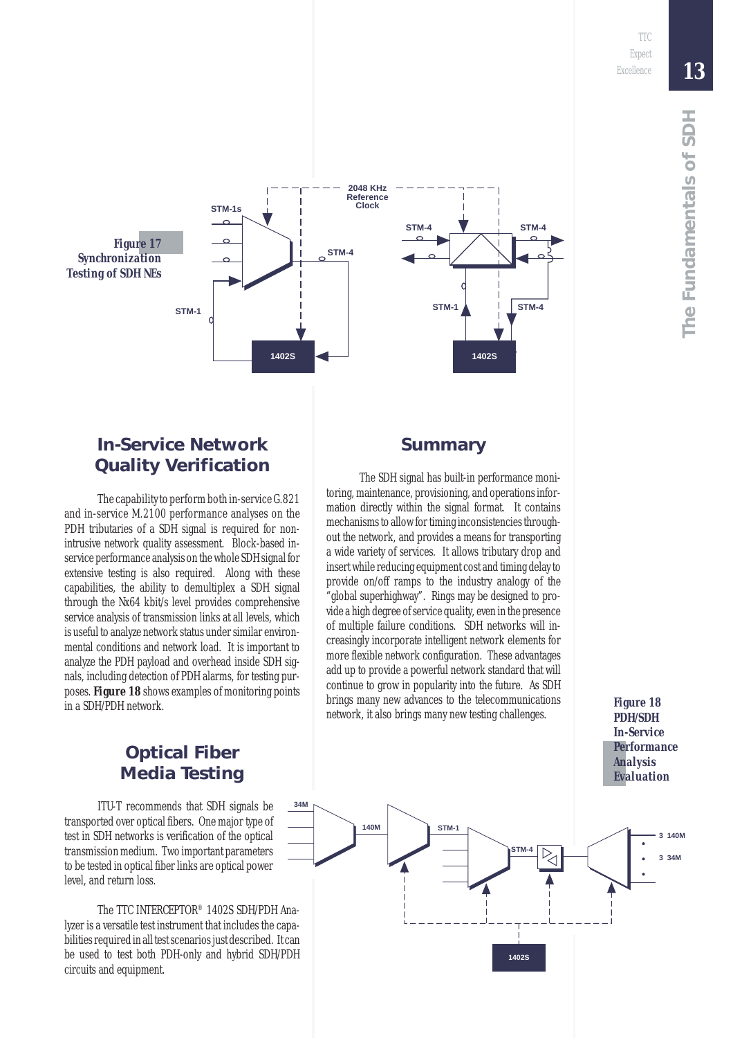**Figure 17**
**Synchronization Testing of SDH NEs**

## In-Service Network Quality Verification

The capability to perform both in-service G.821 and in-service M.2100 performance analyses on the PDH tributaries of a SDH signal is required for non-intrusive network quality assessment. Block-based in-service performance analysis on the whole SDH signal for extensive testing is also required. Along with these capabilities, the ability to demultiplex a SDH signal through the Nx64 kbit/s level provides comprehensive service analysis of transmission links at all levels, which is useful to analyze network status under similar environmental conditions and network load. It is important to analyze the PDH payload and overhead inside SDH signals, including detection of PDH alarms, for testing purposes. **Figure 18** shows examples of monitoring points in a SDH/PDH network.

## Optical Fiber Media Testing

ITU-T recommends that SDH signals be transported over optical fibers. One major type of test in SDH networks is verification of the optical transmission medium. Two important parameters to be tested in optical fiber links are optical power level, and return loss.

The TTC INTERCEPTOR® 1402S SDH/PDH Analyzer is a versatile test instrument that includes the capabilities required in all test scenarios just described. It can be used to test both PDH-only and hybrid SDH/PDH circuits and equipment.

## Summary

The SDH signal has built-in performance monitoring, maintenance, provisioning, and operations information directly within the signal format. It contains mechanisms to allow for timing inconsistencies throughout the network, and provides a means for transporting a wide variety of services. It allows tributary drop and insert while reducing equipment cost and timing delay to provide on/off ramps to the industry analogy of the "global superhighway". Rings may be designed to provide a high degree of service quality, even in the presence of multiple failure conditions. SDH networks will increasingly incorporate intelligent network elements for more flexible network configuration. These advantages add up to provide a powerful network standard that will continue to grow in popularity into the future. As SDH brings many new advances to the telecommunications network, it also brings many new testing challenges.

**Figure 18**
**PDH/SDH In-Service Performance Analysis Evaluation**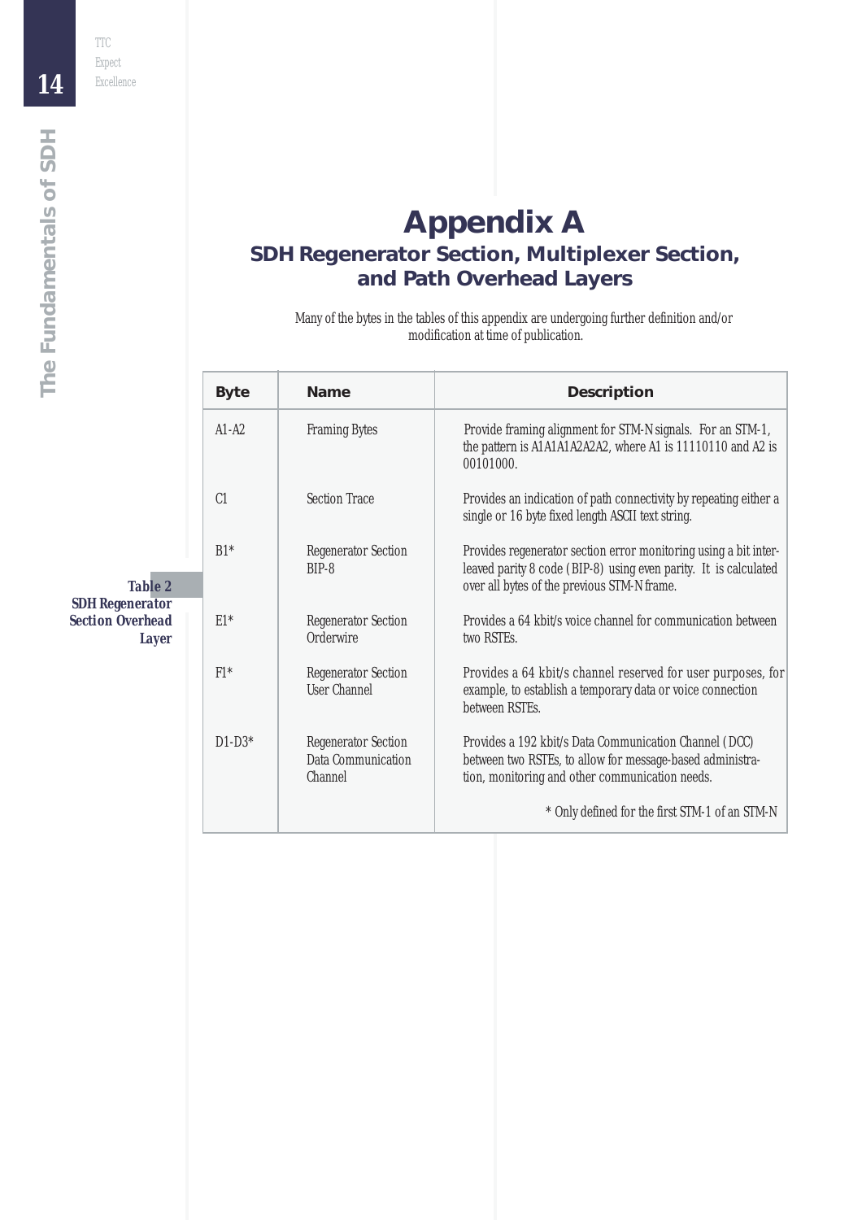# Appendix A

## SDH Regenerator Section, Multiplexer Section, and Path Overhead Layers

Many of the bytes in the tables of this appendix are undergoing further definition and/or modification at time of publication.

**Table 2**
**SDH Regenerator Section Overhead Layer**

| Byte | Name | Description |
|---|---|---|
| A1-A2 | Framing Bytes | Provide framing alignment for STM-N signals. For an STM-1, the pattern is A1A1A1A2A2A2, where A1 is 11110110 and A2 is 00101000. |
| C1 | Section Trace | Provides an indication of path connectivity by repeating either a single or 16 byte fixed length ASCII text string. |
| B1* | Regenerator Section BIP-8 | Provides regenerator section error monitoring using a bit interleaved parity 8 code (BIP-8) using even parity. It is calculated over all bytes of the previous STM-N frame. |
| E1* | Regenerator Section Orderwire | Provides a 64 kbit/s voice channel for communication between two RSTEs. |
| F1* | Regenerator Section User Channel | Provides a 64 kbit/s channel reserved for user purposes, for example, to establish a temporary data or voice connection between RSTEs. |
| D1-D3* | Regenerator Section Data Communication Channel | Provides a 192 kbit/s Data Communication Channel (DCC) between two RSTEs, to allow for message-based administration, monitoring and other communication needs. |
| | | * Only defined for the first STM-1 of an STM-N |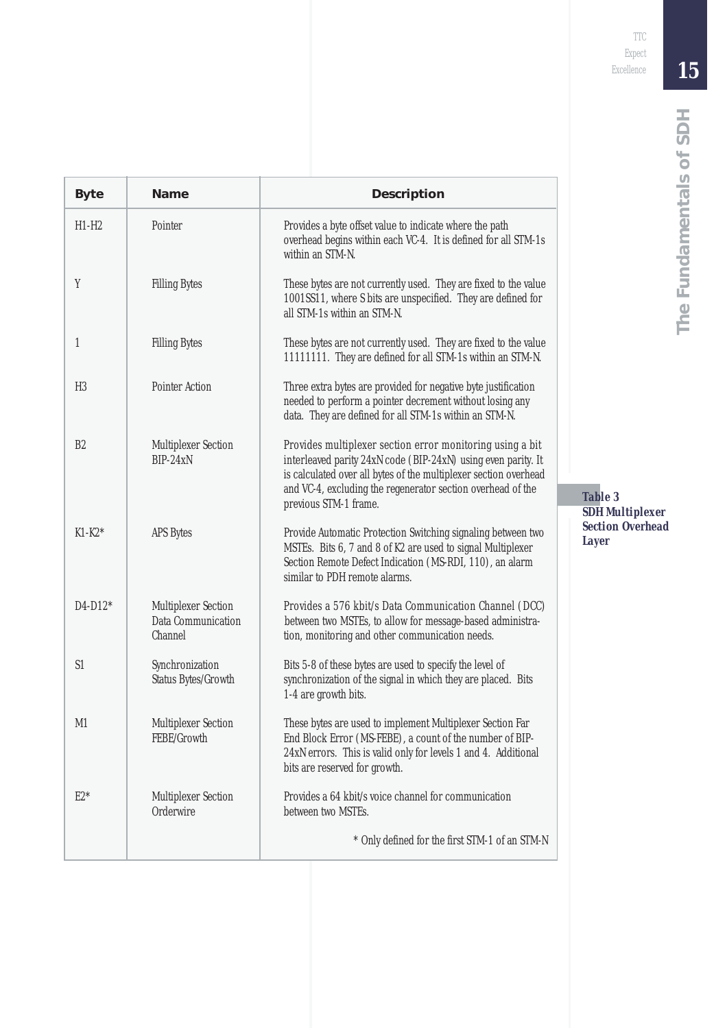**Table 3**
**SDH Multiplexer Section Overhead Layer**

| Byte | Name | Description |
|---|---|---|
| H1-H2 | Pointer | Provides a byte offset value to indicate where the path overhead begins within each VC-4. It is defined for all STM-1s within an STM-N. |
| Y | Filling Bytes | These bytes are not currently used. They are fixed to the value 1001SS11, where S bits are unspecified. They are defined for all STM-1s within an STM-N. |
| 1 | Filling Bytes | These bytes are not currently used. They are fixed to the value 11111111. They are defined for all STM-1s within an STM-N. |
| H3 | Pointer Action | Three extra bytes are provided for negative byte justification needed to perform a pointer decrement without losing any data. They are defined for all STM-1s within an STM-N. |
| B2 | Multiplexer Section BIP-24xN | Provides multiplexer section error monitoring using a bit interleaved parity 24xN code (BIP-24xN) using even parity. It is calculated over all bytes of the multiplexer section overhead and VC-4, excluding the regenerator section overhead of the previous STM-1 frame. |
| K1-K2* | APS Bytes | Provide Automatic Protection Switching signaling between two MSTEs. Bits 6, 7 and 8 of K2 are used to signal Multiplexer Section Remote Defect Indication (MS-RDI, 110), an alarm similar to PDH remote alarms. |
| D4-D12* | Multiplexer Section Data Communication Channel | Provides a 576 kbit/s Data Communication Channel (DCC) between two MSTEs, to allow for message-based administration, monitoring and other communication needs. |
| S1 | Synchronization Status Bytes/Growth | Bits 5-8 of these bytes are used to specify the level of synchronization of the signal in which they are placed. Bits 1-4 are growth bits. |
| M1 | Multiplexer Section FEBE/Growth | These bytes are used to implement Multiplexer Section Far End Block Error (MS-FEBE), a count of the number of BIP-24xN errors. This is valid only for levels 1 and 4. Additional bits are reserved for growth. |
| E2* | Multiplexer Section Orderwire | Provides a 64 kbit/s voice channel for communication between two MSTEs. |
| | | * Only defined for the first STM-1 of an STM-N |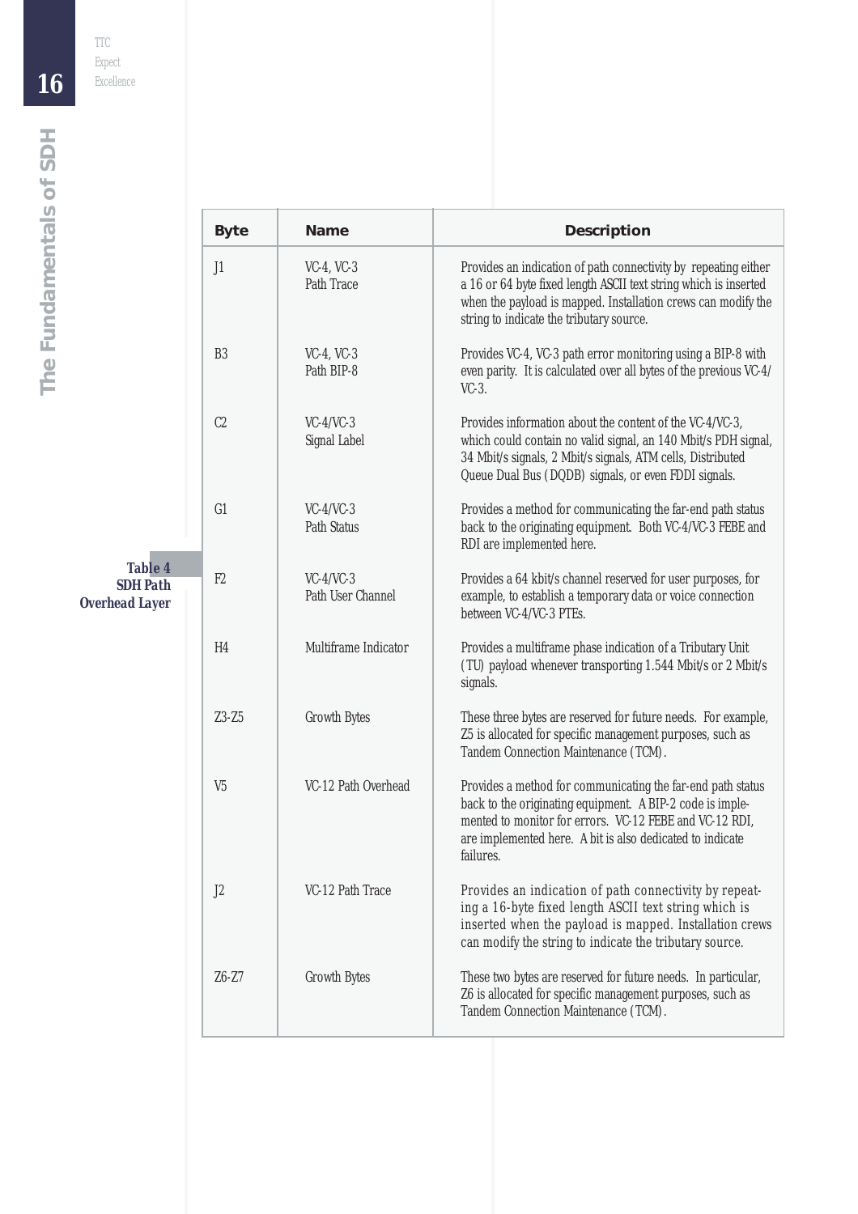**Table 4
SDH Path
Overhead Layer**

| Byte | Name | Description |
|---|---|---|
| J1 | VC-4, VC-3 Path Trace | Provides an indication of path connectivity by repeating either a 16 or 64 byte fixed length ASCII text string which is inserted when the payload is mapped. Installation crews can modify the string to indicate the tributary source. |
| B3 | VC-4, VC-3 Path BIP-8 | Provides VC-4, VC-3 path error monitoring using a BIP-8 with even parity. It is calculated over all bytes of the previous VC-4/VC-3. |
| C2 | VC-4/VC-3 Signal Label | Provides information about the content of the VC-4/VC-3, which could contain no valid signal, an 140 Mbit/s PDH signal, 34 Mbit/s signals, 2 Mbit/s signals, ATM cells, Distributed Queue Dual Bus (DQDB) signals, or even FDDI signals. |
| G1 | VC-4/VC-3 Path Status | Provides a method for communicating the far-end path status back to the originating equipment. Both VC-4/VC-3 FEBE and RDI are implemented here. |
| F2 | VC-4/VC-3 Path User Channel | Provides a 64 kbit/s channel reserved for user purposes, for example, to establish a temporary data or voice connection between VC-4/VC-3 PTEs. |
| H4 | Multiframe Indicator | Provides a multiframe phase indication of a Tributary Unit (TU) payload whenever transporting 1.544 Mbit/s or 2 Mbit/s signals. |
| Z3-Z5 | Growth Bytes | These three bytes are reserved for future needs. For example, Z5 is allocated for specific management purposes, such as Tandem Connection Maintenance (TCM). |
| V5 | VC-12 Path Overhead | Provides a method for communicating the far-end path status back to the originating equipment. A BIP-2 code is implemented to monitor for errors. VC-12 FEBE and VC-12 RDI, are implemented here. A bit is also dedicated to indicate failures. |
| J2 | VC-12 Path Trace | Provides an indication of path connectivity by repeating a 16-byte fixed length ASCII text string which is inserted when the payload is mapped. Installation crews can modify the string to indicate the tributary source. |
| Z6-Z7 | Growth Bytes | These two bytes are reserved for future needs. In particular, Z6 is allocated for specific management purposes, such as Tandem Connection Maintenance (TCM). |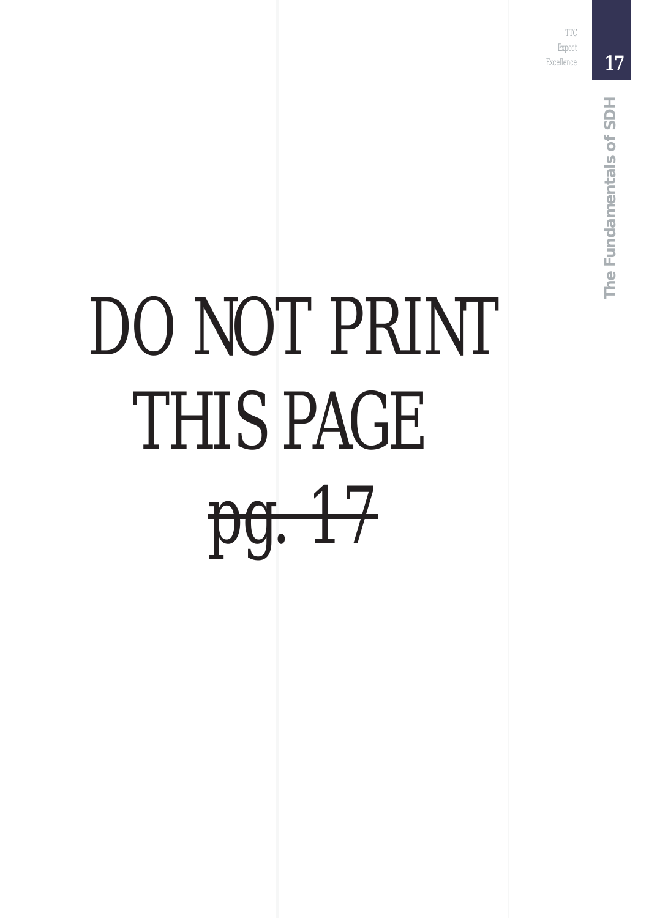DO NOT PRINT THIS PAGE

~~pg. 17~~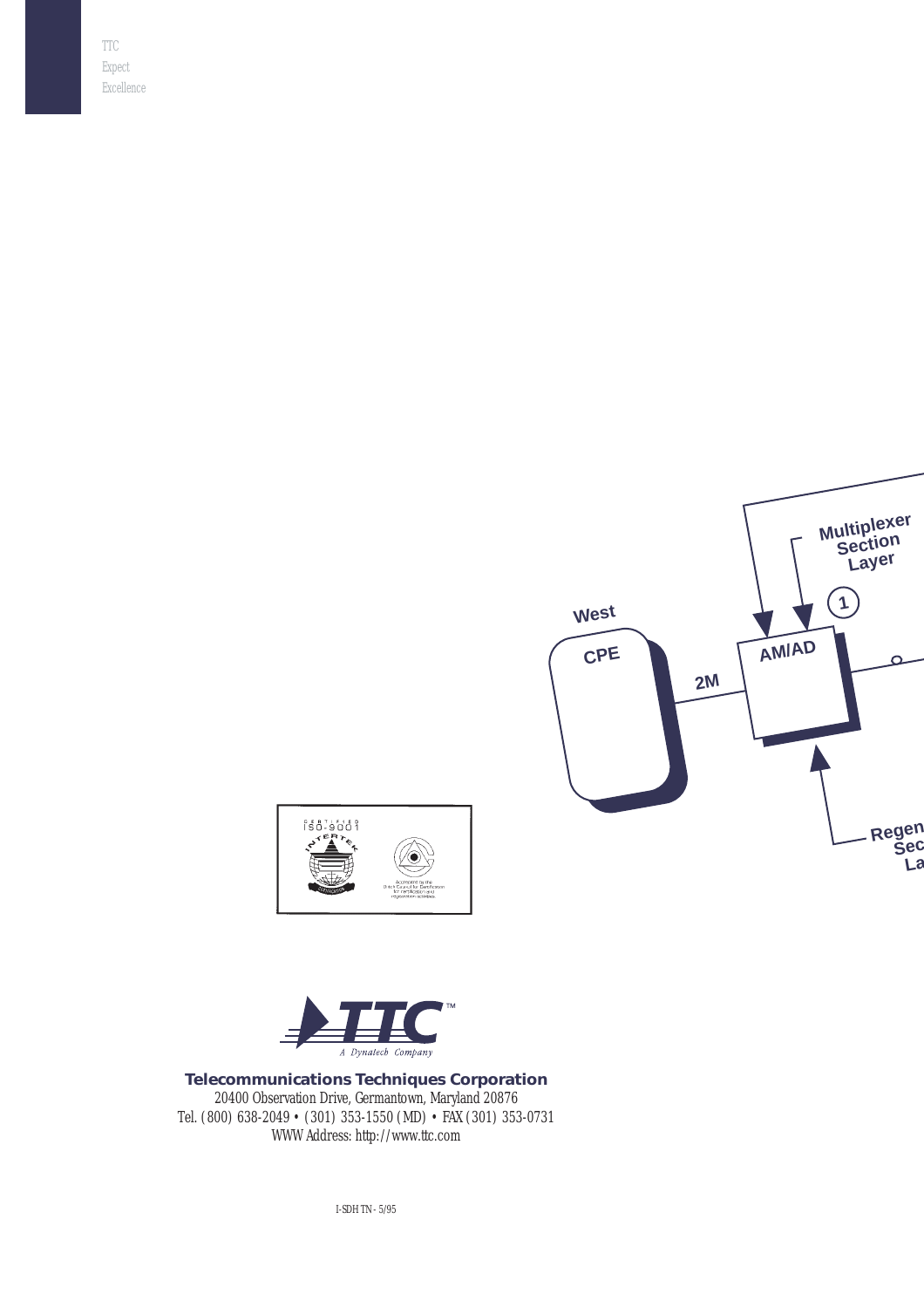TTC
Expect
Excellence

West

CPE

2M

AM/AD

Multiplexer
Section
Layer

1

Regen
Sec
La

CERTIFIED
ISO-9001
INTERTEK

Accredited by the Dutch Council for Certification for certification and registration activities

TTC™
*A Dynatech Company*

**Telecommunications Techniques Corporation**
20400 Observation Drive, Germantown, Maryland 20876
Tel. (800) 638-2049 • (301) 353-1550 (MD) • FAX (301) 353-0731
WWW Address: http://www.ttc.com

I-SDH TN - 5/95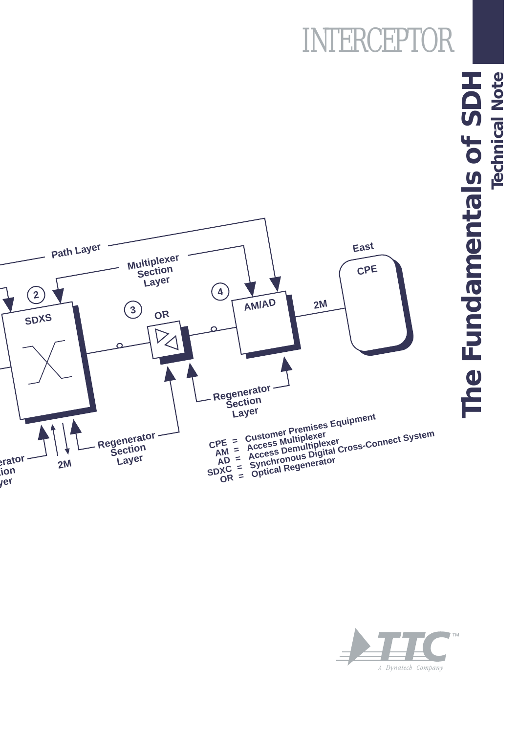INTERCEPTOR

# The Fundamentals of SDH

## Technical Note

Path Layer

Multiplexer Section Layer

2

3

4

SDXS

OR

AM/AD

East

CPE

2M

Regenerator Section Layer

Regenerator Section Layer

2M

erator
ion
yer

CPE = Customer Premises Equipment
AM = Access Multiplexer
AD = Access Demultiplexer
SDXC = Synchronous Digital Cross-Connect System
OR = Optical Regenerator

TTC™
A Dynatech Company